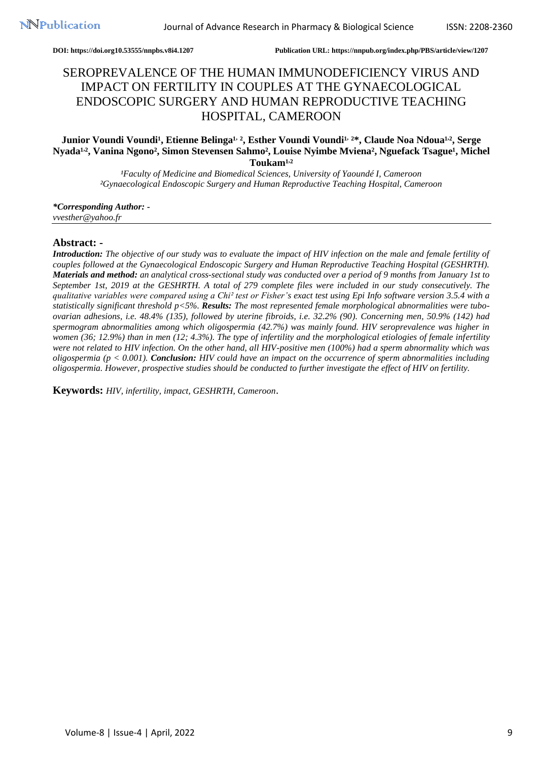DOI: https://doi.org10.53555/nnpbs.v8i4.1207 Publication URL: https://nnpub.org/index.php/PBS/article/view/1207

# SEROPREVALENCE OF THE HUMAN IMMUNODEFICIENCY VIRUS AND IMPACT ON FERTILITY IN COUPLES AT THE GYNAECOLOGICAL ENDOSCOPIC SURGERY AND HUMAN REPRODUCTIVE TEACHING HOSPITAL, CAMEROON

**Junior Voundi Voundi[1], Etienne Belinga[1, 2], Esther Voundi Voundi[1, 2]*, Claude Noa Ndoua[1,2], Serge Nyada[1,2], Vanina Ngono[2], Simon Stevensen Sahmo[2], Louise Nyimbe Mviena[2], Nguefack Tsague[1], Michel Toukam[1,2]**

*[1]Faculty of Medicine and Biomedical Sciences, University of Yaoundé I, Cameroon*
*[2]Gynaecological Endoscopic Surgery and Human Reproductive Teaching Hospital, Cameroon*

***Corresponding Author: -***
*vvesther@yahoo.fr*

## Abstract: -

***Introduction:*** *The objective of our study was to evaluate the impact of HIV infection on the male and female fertility of couples followed at the Gynaecological Endoscopic Surgery and Human Reproductive Teaching Hospital (GESHRTH).* ***Materials and method:*** *an analytical cross-sectional study was conducted over a period of 9 months from January 1st to September 1st, 2019 at the GESHRTH. A total of 279 complete files were included in our study consecutively. The qualitative variables were compared using a Chi² test or Fisher's exact test using Epi Info software version 3.5.4 with a statistically significant threshold p<5%.* ***Results:*** *The most represented female morphological abnormalities were tubo-ovarian adhesions, i.e. 48.4% (135), followed by uterine fibroids, i.e. 32.2% (90). Concerning men, 50.9% (142) had spermogram abnormalities among which oligospermia (42.7%) was mainly found. HIV seroprevalence was higher in women (36; 12.9%) than in men (12; 4.3%). The type of infertility and the morphological etiologies of female infertility were not related to HIV infection. On the other hand, all HIV-positive men (100%) had a sperm abnormality which was oligospermia ($p < 0.001$).* ***Conclusion:*** *HIV could have an impact on the occurrence of sperm abnormalities including oligospermia. However, prospective studies should be conducted to further investigate the effect of HIV on fertility.*

**Keywords:** *HIV, infertility, impact, GESHRTH, Cameroon*.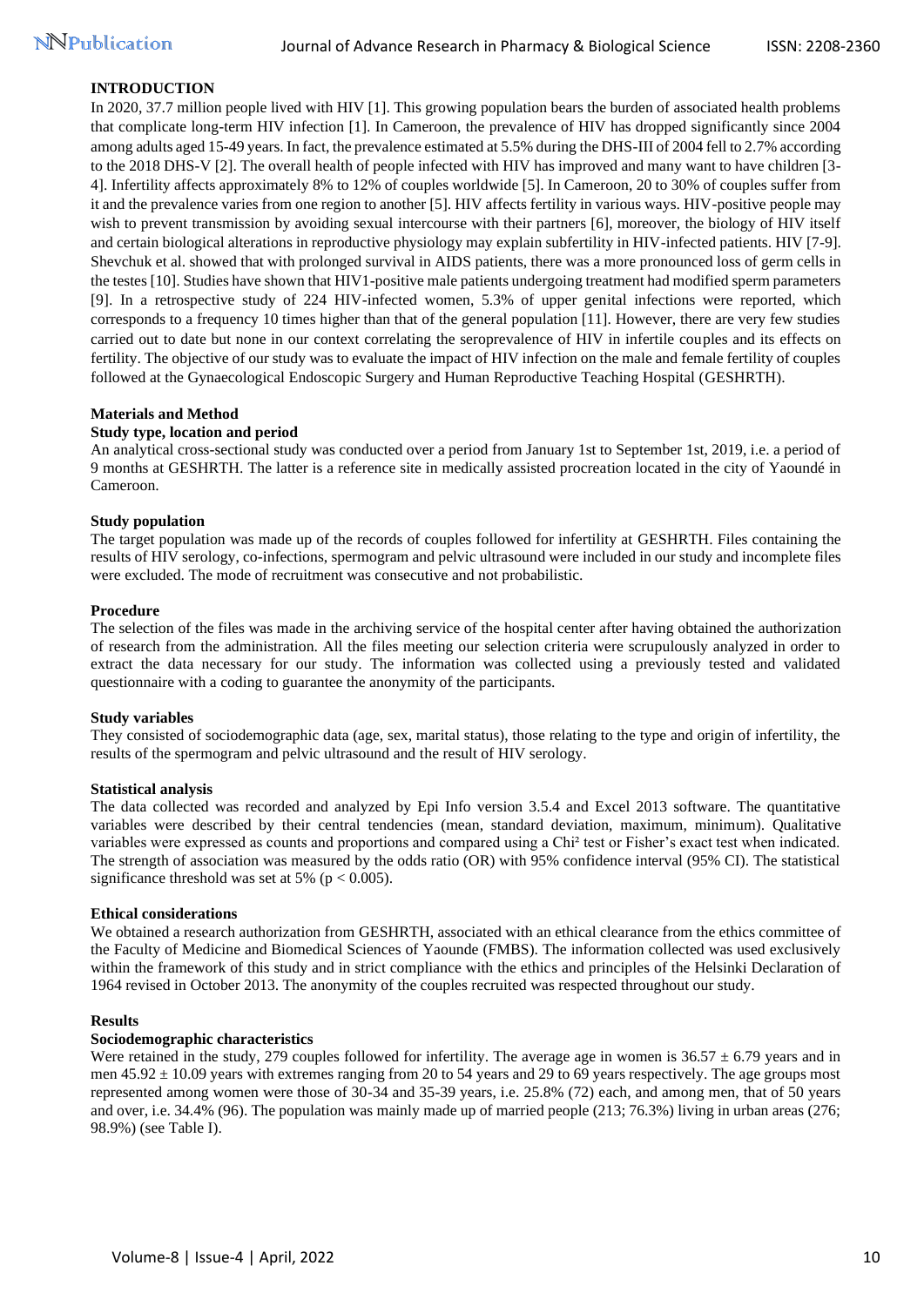## INTRODUCTION

In 2020, 37.7 million people lived with HIV [1]. This growing population bears the burden of associated health problems that complicate long-term HIV infection [1]. In Cameroon, the prevalence of HIV has dropped significantly since 2004 among adults aged 15-49 years. In fact, the prevalence estimated at 5.5% during the DHS-III of 2004 fell to 2.7% according to the 2018 DHS-V [2]. The overall health of people infected with HIV has improved and many want to have children [3-4]. Infertility affects approximately 8% to 12% of couples worldwide [5]. In Cameroon, 20 to 30% of couples suffer from it and the prevalence varies from one region to another [5]. HIV affects fertility in various ways. HIV-positive people may wish to prevent transmission by avoiding sexual intercourse with their partners [6], moreover, the biology of HIV itself and certain biological alterations in reproductive physiology may explain subfertility in HIV-infected patients. HIV [7-9]. Shevchuk et al. showed that with prolonged survival in AIDS patients, there was a more pronounced loss of germ cells in the testes [10]. Studies have shown that HIV1-positive male patients undergoing treatment had modified sperm parameters [9]. In a retrospective study of 224 HIV-infected women, 5.3% of upper genital infections were reported, which corresponds to a frequency 10 times higher than that of the general population [11]. However, there are very few studies carried out to date but none in our context correlating the seroprevalence of HIV in infertile couples and its effects on fertility. The objective of our study was to evaluate the impact of HIV infection on the male and female fertility of couples followed at the Gynaecological Endoscopic Surgery and Human Reproductive Teaching Hospital (GESHRTH).

## Materials and Method

### Study type, location and period

An analytical cross-sectional study was conducted over a period from January 1st to September 1st, 2019, i.e. a period of 9 months at GESHRTH. The latter is a reference site in medically assisted procreation located in the city of Yaoundé in Cameroon.

### Study population

The target population was made up of the records of couples followed for infertility at GESHRTH. Files containing the results of HIV serology, co-infections, spermogram and pelvic ultrasound were included in our study and incomplete files were excluded. The mode of recruitment was consecutive and not probabilistic.

### Procedure

The selection of the files was made in the archiving service of the hospital center after having obtained the authorization of research from the administration. All the files meeting our selection criteria were scrupulously analyzed in order to extract the data necessary for our study. The information was collected using a previously tested and validated questionnaire with a coding to guarantee the anonymity of the participants.

### Study variables

They consisted of sociodemographic data (age, sex, marital status), those relating to the type and origin of infertility, the results of the spermogram and pelvic ultrasound and the result of HIV serology.

### Statistical analysis

The data collected was recorded and analyzed by Epi Info version 3.5.4 and Excel 2013 software. The quantitative variables were described by their central tendencies (mean, standard deviation, maximum, minimum). Qualitative variables were expressed as counts and proportions and compared using a Chi² test or Fisher's exact test when indicated. The strength of association was measured by the odds ratio (OR) with 95% confidence interval (95% CI). The statistical significance threshold was set at 5% ($p < 0.005$).

### Ethical considerations

We obtained a research authorization from GESHRTH, associated with an ethical clearance from the ethics committee of the Faculty of Medicine and Biomedical Sciences of Yaounde (FMBS). The information collected was used exclusively within the framework of this study and in strict compliance with the ethics and principles of the Helsinki Declaration of 1964 revised in October 2013. The anonymity of the couples recruited was respected throughout our study.

## Results

### Sociodemographic characteristics

Were retained in the study, 279 couples followed for infertility. The average age in women is $36.57 \pm 6.79$ years and in men $45.92 \pm 10.09$ years with extremes ranging from 20 to 54 years and 29 to 69 years respectively. The age groups most represented among women were those of 30-34 and 35-39 years, i.e. 25.8% (72) each, and among men, that of 50 years and over, i.e. 34.4% (96). The population was mainly made up of married people (213; 76.3%) living in urban areas (276; 98.9%) (see Table I).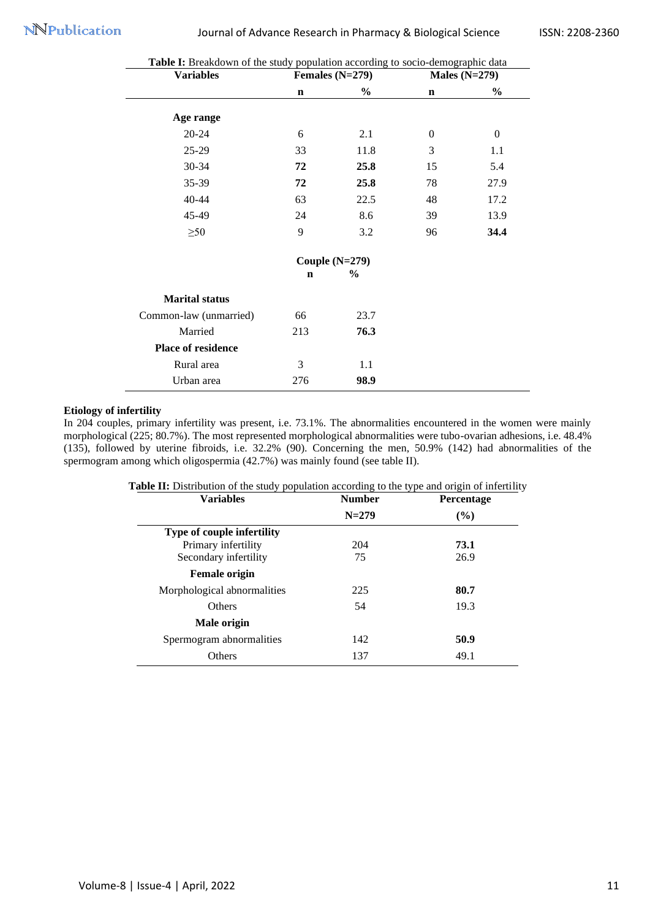**Table I:** Breakdown of the study population according to socio-demographic data

| Variables | Females (N=279) | | Males (N=279) | |
|---|---|---|---|---|
| | **n** | **%** | **n** | **%** |
| **Age range** | | | | |
| 20-24 | 6 | 2.1 | 0 | 0 |
| 25-29 | 33 | 11.8 | 3 | 1.1 |
| 30-34 | **72** | **25.8** | 15 | 5.4 |
| 35-39 | **72** | **25.8** | 78 | 27.9 |
| 40-44 | 63 | 22.5 | 48 | 17.2 |
| 45-49 | 24 | 8.6 | 39 | 13.9 |
| ≥50 | 9 | 3.2 | 96 | **34.4** |
| | **Couple (N=279)** | | | |
| | **n** | **%** | | |
| **Marital status** | | | | |
| Common-law (unmarried) | 66 | 23.7 | | |
| Married | 213 | **76.3** | | |
| **Place of residence** | | | | |
| Rural area | 3 | 1.1 | | |
| Urban area | 276 | **98.9** | | |

**Etiology of infertility**

In 204 couples, primary infertility was present, i.e. 73.1%. The abnormalities encountered in the women were mainly morphological (225; 80.7%). The most represented morphological abnormalities were tubo-ovarian adhesions, i.e. 48.4% (135), followed by uterine fibroids, i.e. 32.2% (90). Concerning the men, 50.9% (142) had abnormalities of the spermogram among which oligospermia (42.7%) was mainly found (see table II).

**Table II:** Distribution of the study population according to the type and origin of infertility

| Variables | Number N=279 | Percentage (%) |
|---|---|---|
| **Type of couple infertility** | | |
| Primary infertility | 204 | **73.1** |
| Secondary infertility | 75 | 26.9 |
| **Female origin** | | |
| Morphological abnormalities | 225 | **80.7** |
| Others | 54 | 19.3 |
| **Male origin** | | |
| Spermogram abnormalities | 142 | **50.9** |
| Others | 137 | 49.1 |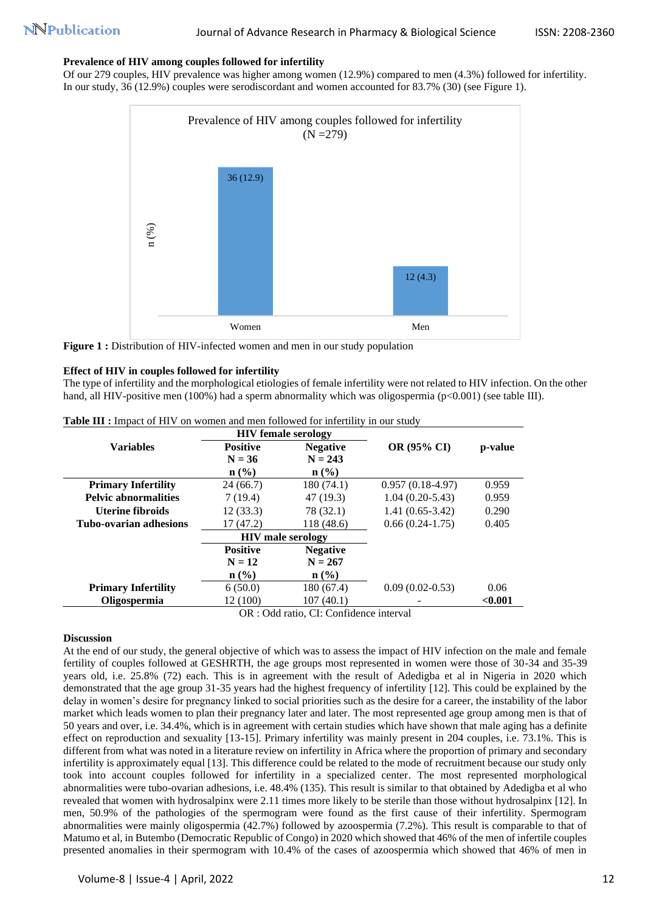**Prevalence of HIV among couples followed for infertility**

Of our 279 couples, HIV prevalence was higher among women (12.9%) compared to men (4.3%) followed for infertility. In our study, 36 (12.9%) couples were serodiscordant and women accounted for 83.7% (30) (see Figure 1).

**Figure 1 :** Distribution of HIV-infected women and men in our study population

**Effect of HIV in couples followed for infertility**

The type of infertility and the morphological etiologies of female infertility were not related to HIV infection. On the other hand, all HIV-positive men (100%) had a sperm abnormality which was oligospermia (p<0.001) (see table III).

**Table III :** Impact of HIV on women and men followed for infertility in our study

| Variables | HIV female serology | | OR (95% CI) | p-value |
|---|---|---|---|---|
| | **Positive N = 36 n (%)** | **Negative N = 243 n (%)** | | |
| **Primary Infertility** | 24 (66.7) | 180 (74.1) | 0.957 (0.18-4.97) | 0.959 |
| **Pelvic abnormalities** | 7 (19.4) | 47 (19.3) | 1.04 (0.20-5.43) | 0.959 |
| **Uterine fibroids** | 12 (33.3) | 78 (32.1) | 1.41 (0.65-3.42) | 0.290 |
| **Tubo-ovarian adhesions** | 17 (47.2) | 118 (48.6) | 0.66 (0.24-1.75) | 0.405 |
| | **HIV male serology** | | | |
| | **Positive N = 12 n (%)** | **Negative N = 267 n (%)** | | |
| **Primary Infertility** | 6 (50.0) | 180 (67.4) | 0.09 (0.02-0.53) | 0.06 |
| **Oligospermia** | 12 (100) | 107 (40.1) | - | **<0.001** |

OR : Odd ratio, CI: Confidence interval

**Discussion**

At the end of our study, the general objective of which was to assess the impact of HIV infection on the male and female fertility of couples followed at GESHRTH, the age groups most represented in women were those of 30-34 and 35-39 years old, i.e. 25.8% (72) each. This is in agreement with the result of Adedigba et al in Nigeria in 2020 which demonstrated that the age group 31-35 years had the highest frequency of infertility [12]. This could be explained by the delay in women's desire for pregnancy linked to social priorities such as the desire for a career, the instability of the labor market which leads women to plan their pregnancy later and later. The most represented age group among men is that of 50 years and over, i.e. 34.4%, which is in agreement with certain studies which have shown that male aging has a definite effect on reproduction and sexuality [13-15]. Primary infertility was mainly present in 204 couples, i.e. 73.1%. This is different from what was noted in a literature review on infertility in Africa where the proportion of primary and secondary infertility is approximately equal [13]. This difference could be related to the mode of recruitment because our study only took into account couples followed for infertility in a specialized center. The most represented morphological abnormalities were tubo-ovarian adhesions, i.e. 48.4% (135). This result is similar to that obtained by Adedigba et al who revealed that women with hydrosalpinx were 2.11 times more likely to be sterile than those without hydrosalpinx [12]. In men, 50.9% of the pathologies of the spermogram were found as the first cause of their infertility. Spermogram abnormalities were mainly oligospermia (42.7%) followed by azoospermia (7.2%). This result is comparable to that of Matumo et al, in Butembo (Democratic Republic of Congo) in 2020 which showed that 46% of the men of infertile couples presented anomalies in their spermogram with 10.4% of the cases of azoospermia which showed that 46% of men in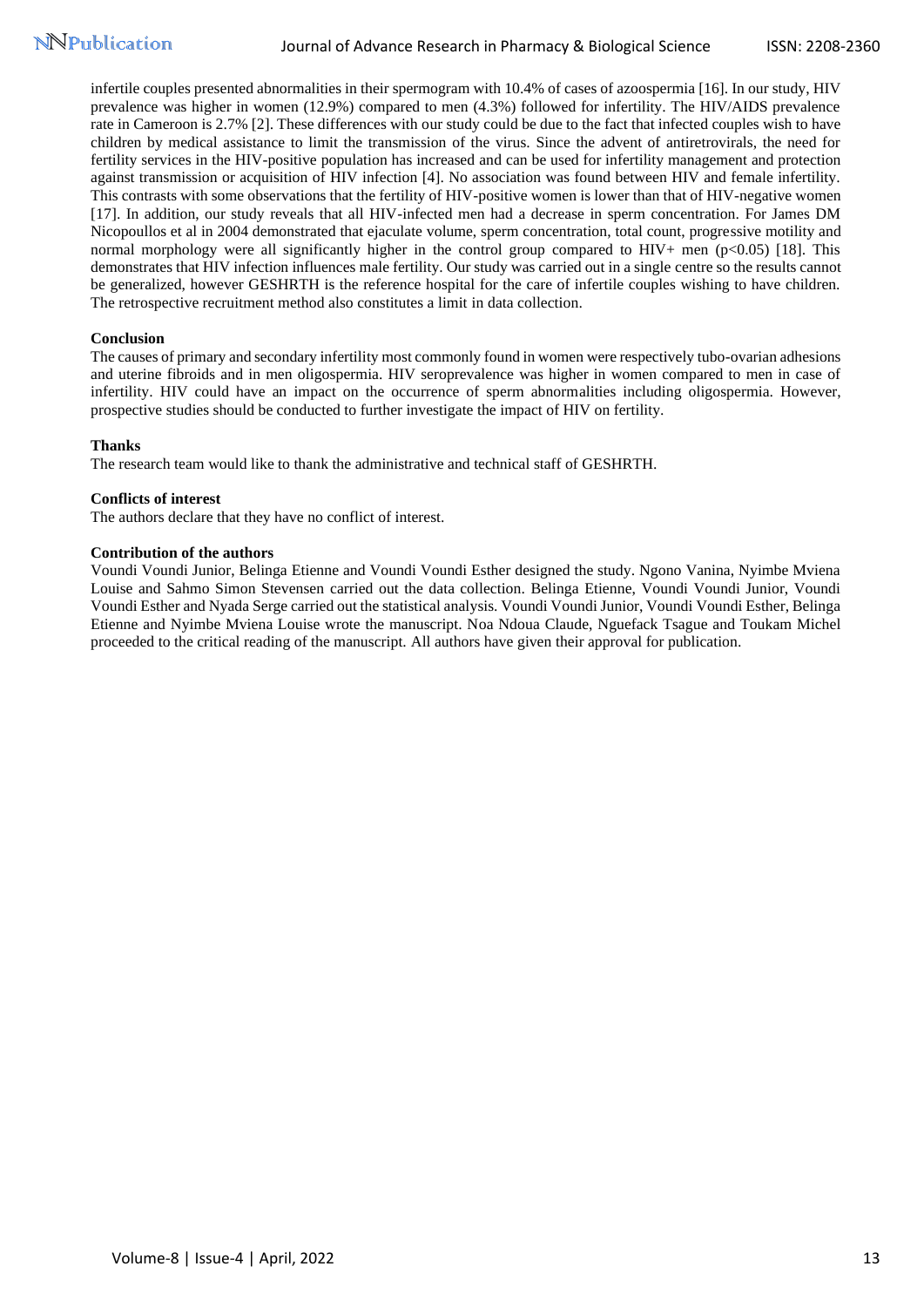infertile couples presented abnormalities in their spermogram with 10.4% of cases of azoospermia [16]. In our study, HIV prevalence was higher in women (12.9%) compared to men (4.3%) followed for infertility. The HIV/AIDS prevalence rate in Cameroon is 2.7% [2]. These differences with our study could be due to the fact that infected couples wish to have children by medical assistance to limit the transmission of the virus. Since the advent of antiretrovirals, the need for fertility services in the HIV-positive population has increased and can be used for infertility management and protection against transmission or acquisition of HIV infection [4]. No association was found between HIV and female infertility. This contrasts with some observations that the fertility of HIV-positive women is lower than that of HIV-negative women [17]. In addition, our study reveals that all HIV-infected men had a decrease in sperm concentration. For James DM Nicopoullos et al in 2004 demonstrated that ejaculate volume, sperm concentration, total count, progressive motility and normal morphology were all significantly higher in the control group compared to HIV+ men ($p<0.05$) [18]. This demonstrates that HIV infection influences male fertility. Our study was carried out in a single centre so the results cannot be generalized, however GESHRTH is the reference hospital for the care of infertile couples wishing to have children. The retrospective recruitment method also constitutes a limit in data collection.

## Conclusion

The causes of primary and secondary infertility most commonly found in women were respectively tubo-ovarian adhesions and uterine fibroids and in men oligospermia. HIV seroprevalence was higher in women compared to men in case of infertility. HIV could have an impact on the occurrence of sperm abnormalities including oligospermia. However, prospective studies should be conducted to further investigate the impact of HIV on fertility.

## Thanks

The research team would like to thank the administrative and technical staff of GESHRTH.

## Conflicts of interest

The authors declare that they have no conflict of interest.

## Contribution of the authors

Voundi Voundi Junior, Belinga Etienne and Voundi Voundi Esther designed the study. Ngono Vanina, Nyimbe Mviena Louise and Sahmo Simon Stevensen carried out the data collection. Belinga Etienne, Voundi Voundi Junior, Voundi Voundi Esther and Nyada Serge carried out the statistical analysis. Voundi Voundi Junior, Voundi Voundi Esther, Belinga Etienne and Nyimbe Mviena Louise wrote the manuscript. Noa Ndoua Claude, Nguefack Tsague and Toukam Michel proceeded to the critical reading of the manuscript. All authors have given their approval for publication.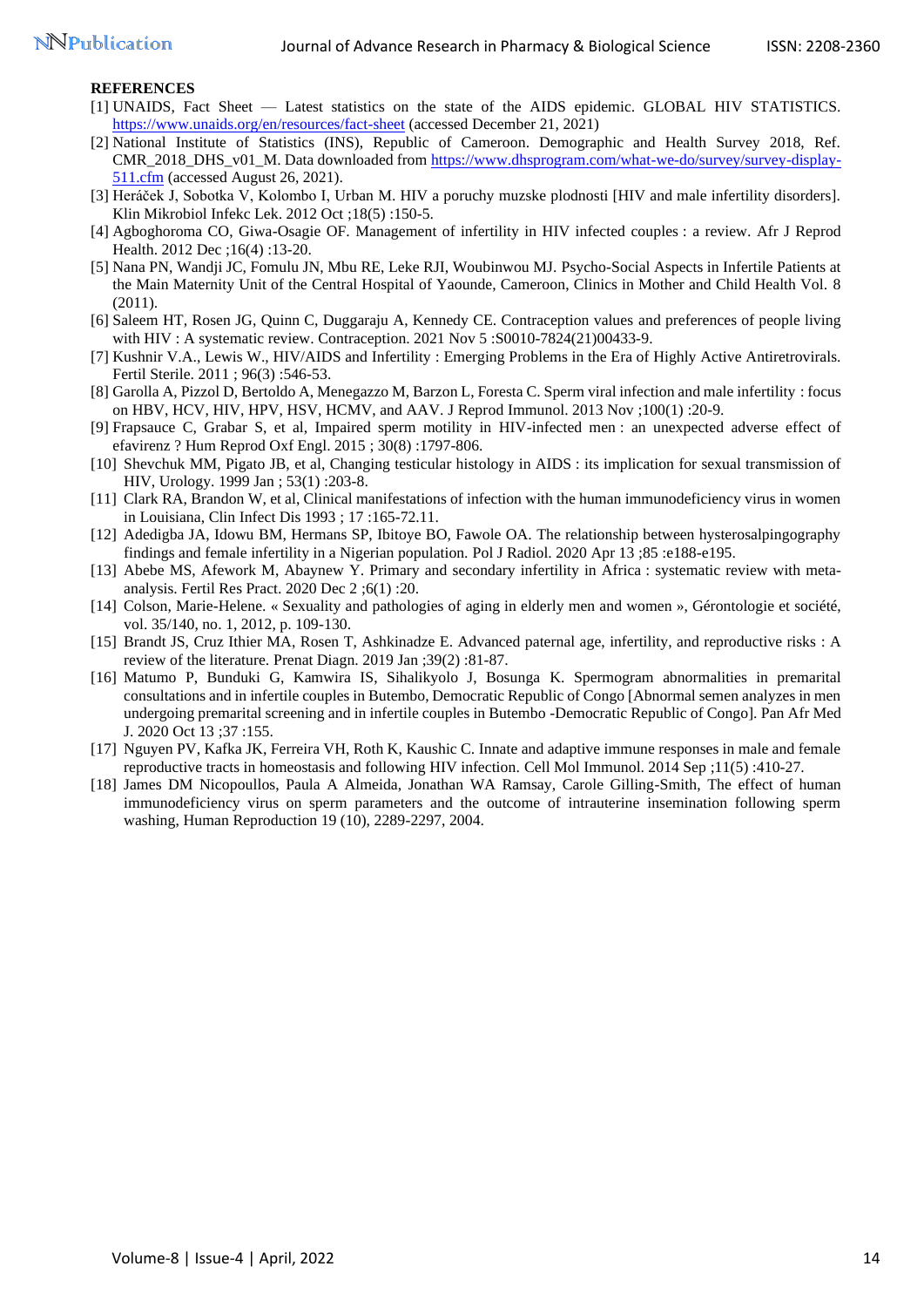**REFERENCES**

[1] UNAIDS, Fact Sheet — Latest statistics on the state of the AIDS epidemic. GLOBAL HIV STATISTICS. https://www.unaids.org/en/resources/fact-sheet (accessed December 21, 2021)

[2] National Institute of Statistics (INS), Republic of Cameroon. Demographic and Health Survey 2018, Ref. CMR_2018_DHS_v01_M. Data downloaded from https://www.dhsprogram.com/what-we-do/survey/survey-display-511.cfm (accessed August 26, 2021).

[3] Heráček J, Sobotka V, Kolombo I, Urban M. HIV a poruchy muzske plodnosti [HIV and male infertility disorders]. Klin Mikrobiol Infekc Lek. 2012 Oct ;18(5) :150-5.

[4] Agboghoroma CO, Giwa-Osagie OF. Management of infertility in HIV infected couples : a review. Afr J Reprod Health. 2012 Dec ;16(4) :13-20.

[5] Nana PN, Wandji JC, Fomulu JN, Mbu RE, Leke RJI, Woubinwou MJ. Psycho-Social Aspects in Infertile Patients at the Main Maternity Unit of the Central Hospital of Yaounde, Cameroon, Clinics in Mother and Child Health Vol. 8 (2011).

[6] Saleem HT, Rosen JG, Quinn C, Duggaraju A, Kennedy CE. Contraception values and preferences of people living with HIV : A systematic review. Contraception. 2021 Nov 5 :S0010-7824(21)00433-9.

[7] Kushnir V.A., Lewis W., HIV/AIDS and Infertility : Emerging Problems in the Era of Highly Active Antiretrovirals. Fertil Sterile. 2011 ; 96(3) :546-53.

[8] Garolla A, Pizzol D, Bertoldo A, Menegazzo M, Barzon L, Foresta C. Sperm viral infection and male infertility : focus on HBV, HCV, HIV, HPV, HSV, HCMV, and AAV. J Reprod Immunol. 2013 Nov ;100(1) :20-9.

[9] Frapsauce C, Grabar S, et al, Impaired sperm motility in HIV-infected men : an unexpected adverse effect of efavirenz ? Hum Reprod Oxf Engl. 2015 ; 30(8) :1797-806.

[10] Shevchuk MM, Pigato JB, et al, Changing testicular histology in AIDS : its implication for sexual transmission of HIV, Urology. 1999 Jan ; 53(1) :203-8.

[11] Clark RA, Brandon W, et al, Clinical manifestations of infection with the human immunodeficiency virus in women in Louisiana, Clin Infect Dis 1993 ; 17 :165-72.11.

[12] Adedigba JA, Idowu BM, Hermans SP, Ibitoye BO, Fawole OA. The relationship between hysterosalpingography findings and female infertility in a Nigerian population. Pol J Radiol. 2020 Apr 13 ;85 :e188-e195.

[13] Abebe MS, Afework M, Abaynew Y. Primary and secondary infertility in Africa : systematic review with meta-analysis. Fertil Res Pract. 2020 Dec 2 ;6(1) :20.

[14] Colson, Marie-Helene. « Sexuality and pathologies of aging in elderly men and women », Gérontologie et société, vol. 35/140, no. 1, 2012, p. 109-130.

[15] Brandt JS, Cruz Ithier MA, Rosen T, Ashkinadze E. Advanced paternal age, infertility, and reproductive risks : A review of the literature. Prenat Diagn. 2019 Jan ;39(2) :81-87.

[16] Matumo P, Bunduki G, Kamwira IS, Sihalikyolo J, Bosunga K. Spermogram abnormalities in premarital consultations and in infertile couples in Butembo, Democratic Republic of Congo [Abnormal semen analyzes in men undergoing premarital screening and in infertile couples in Butembo -Democratic Republic of Congo]. Pan Afr Med J. 2020 Oct 13 ;37 :155.

[17] Nguyen PV, Kafka JK, Ferreira VH, Roth K, Kaushic C. Innate and adaptive immune responses in male and female reproductive tracts in homeostasis and following HIV infection. Cell Mol Immunol. 2014 Sep ;11(5) :410-27.

[18] James DM Nicopoullos, Paula A Almeida, Jonathan WA Ramsay, Carole Gilling-Smith, The effect of human immunodeficiency virus on sperm parameters and the outcome of intrauterine insemination following sperm washing, Human Reproduction 19 (10), 2289-2297, 2004.